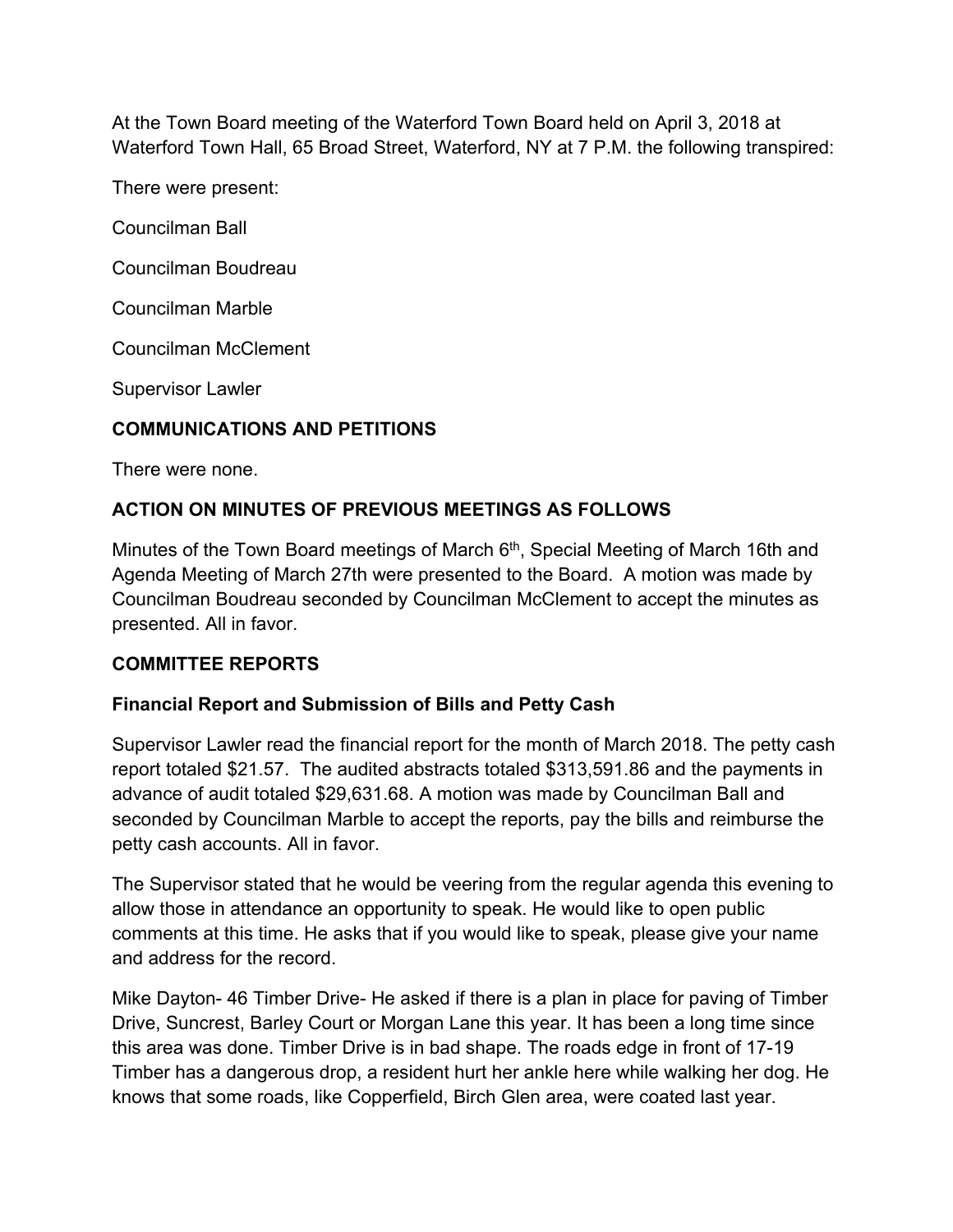At the Town Board meeting of the Waterford Town Board held on April 3, 2018 at Waterford Town Hall, 65 Broad Street, Waterford, NY at 7 P.M. the following transpired:

There were present:

Councilman Ball

Councilman Boudreau

Councilman Marble

Councilman McClement

Supervisor Lawler

**COMMUNICATIONS AND PETITIONS**

There were none.

**ACTION ON MINUTES OF PREVIOUS MEETINGS AS FOLLOWS**

Minutes of the Town Board meetings of March 6th, Special Meeting of March 16th and Agenda Meeting of March 27th were presented to the Board. A motion was made by Councilman Boudreau seconded by Councilman McClement to accept the minutes as presented. All in favor.

**COMMITTEE REPORTS**

**Financial Report and Submission of Bills and Petty Cash**

Supervisor Lawler read the financial report for the month of March 2018. The petty cash report totaled $21.57. The audited abstracts totaled $313,591.86 and the payments in advance of audit totaled $29,631.68. A motion was made by Councilman Ball and seconded by Councilman Marble to accept the reports, pay the bills and reimburse the petty cash accounts. All in favor.

The Supervisor stated that he would be veering from the regular agenda this evening to allow those in attendance an opportunity to speak. He would like to open public comments at this time. He asks that if you would like to speak, please give your name and address for the record.

Mike Dayton- 46 Timber Drive- He asked if there is a plan in place for paving of Timber Drive, Suncrest, Barley Court or Morgan Lane this year. It has been a long time since this area was done. Timber Drive is in bad shape. The roads edge in front of 17-19 Timber has a dangerous drop, a resident hurt her ankle here while walking her dog. He knows that some roads, like Copperfield, Birch Glen area, were coated last year.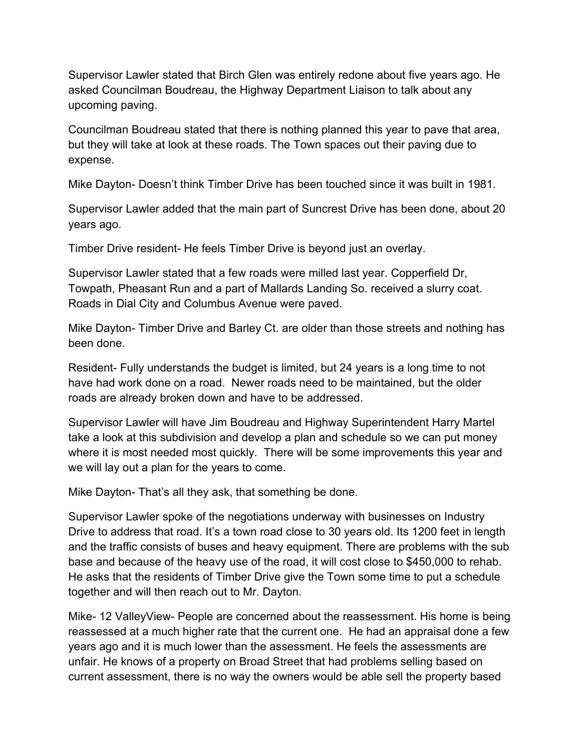Supervisor Lawler stated that Birch Glen was entirely redone about five years ago. He asked Councilman Boudreau, the Highway Department Liaison to talk about any upcoming paving.

Councilman Boudreau stated that there is nothing planned this year to pave that area, but they will take at look at these roads. The Town spaces out their paving due to expense.

Mike Dayton- Doesn't think Timber Drive has been touched since it was built in 1981.

Supervisor Lawler added that the main part of Suncrest Drive has been done, about 20 years ago.

Timber Drive resident- He feels Timber Drive is beyond just an overlay.

Supervisor Lawler stated that a few roads were milled last year. Copperfield Dr, Towpath, Pheasant Run and a part of Mallards Landing So. received a slurry coat. Roads in Dial City and Columbus Avenue were paved.

Mike Dayton- Timber Drive and Barley Ct. are older than those streets and nothing has been done.

Resident- Fully understands the budget is limited, but 24 years is a long time to not have had work done on a road. Newer roads need to be maintained, but the older roads are already broken down and have to be addressed.

Supervisor Lawler will have Jim Boudreau and Highway Superintendent Harry Martel take a look at this subdivision and develop a plan and schedule so we can put money where it is most needed most quickly. There will be some improvements this year and we will lay out a plan for the years to come.

Mike Dayton- That's all they ask, that something be done.

Supervisor Lawler spoke of the negotiations underway with businesses on Industry Drive to address that road. It's a town road close to 30 years old. Its 1200 feet in length and the traffic consists of buses and heavy equipment. There are problems with the sub base and because of the heavy use of the road, it will cost close to $450,000 to rehab. He asks that the residents of Timber Drive give the Town some time to put a schedule together and will then reach out to Mr. Dayton.

Mike- 12 ValleyView- People are concerned about the reassessment. His home is being reassessed at a much higher rate that the current one. He had an appraisal done a few years ago and it is much lower than the assessment. He feels the assessments are unfair. He knows of a property on Broad Street that had problems selling based on current assessment, there is no way the owners would be able sell the property based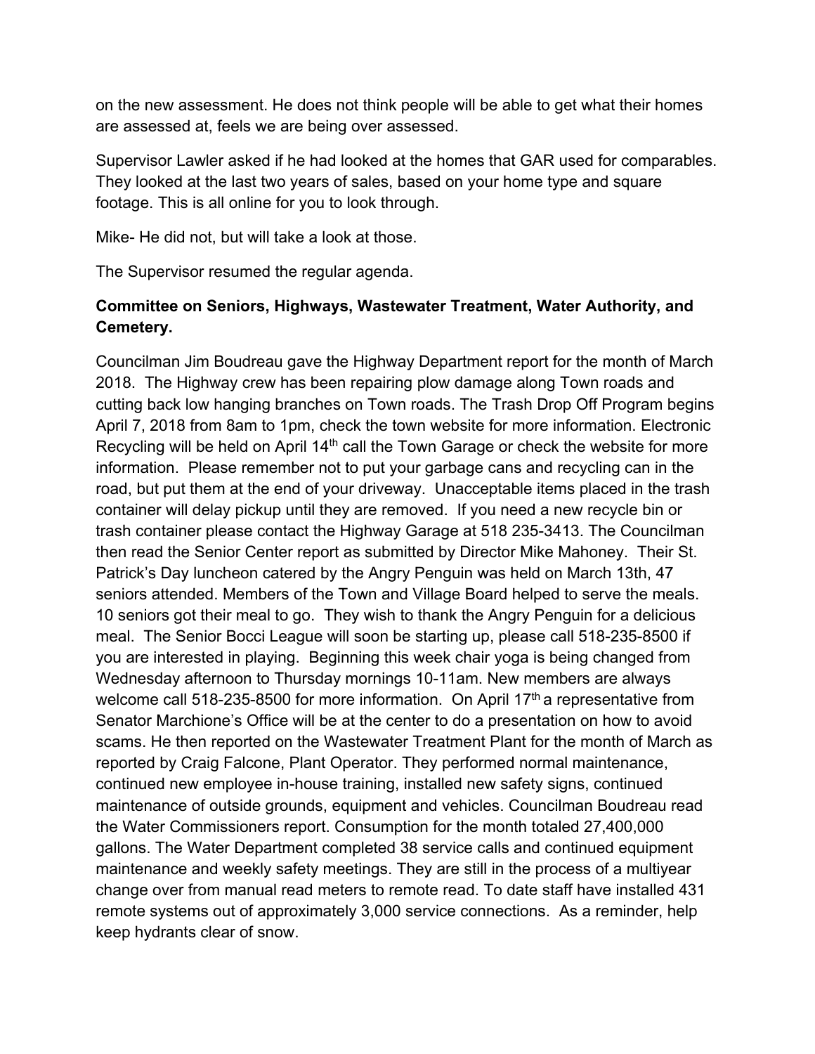on the new assessment. He does not think people will be able to get what their homes are assessed at, feels we are being over assessed.

Supervisor Lawler asked if he had looked at the homes that GAR used for comparables. They looked at the last two years of sales, based on your home type and square footage. This is all online for you to look through.

Mike- He did not, but will take a look at those.

The Supervisor resumed the regular agenda.

**Committee on Seniors, Highways, Wastewater Treatment, Water Authority, and Cemetery.**

Councilman Jim Boudreau gave the Highway Department report for the month of March 2018. The Highway crew has been repairing plow damage along Town roads and cutting back low hanging branches on Town roads. The Trash Drop Off Program begins April 7, 2018 from 8am to 1pm, check the town website for more information. Electronic Recycling will be held on April 14th call the Town Garage or check the website for more information. Please remember not to put your garbage cans and recycling can in the road, but put them at the end of your driveway. Unacceptable items placed in the trash container will delay pickup until they are removed. If you need a new recycle bin or trash container please contact the Highway Garage at 518 235-3413. The Councilman then read the Senior Center report as submitted by Director Mike Mahoney. Their St. Patrick's Day luncheon catered by the Angry Penguin was held on March 13th, 47 seniors attended. Members of the Town and Village Board helped to serve the meals. 10 seniors got their meal to go. They wish to thank the Angry Penguin for a delicious meal. The Senior Bocci League will soon be starting up, please call 518-235-8500 if you are interested in playing. Beginning this week chair yoga is being changed from Wednesday afternoon to Thursday mornings 10-11am. New members are always welcome call 518-235-8500 for more information. On April 17th a representative from Senator Marchione's Office will be at the center to do a presentation on how to avoid scams. He then reported on the Wastewater Treatment Plant for the month of March as reported by Craig Falcone, Plant Operator. They performed normal maintenance, continued new employee in-house training, installed new safety signs, continued maintenance of outside grounds, equipment and vehicles. Councilman Boudreau read the Water Commissioners report. Consumption for the month totaled 27,400,000 gallons. The Water Department completed 38 service calls and continued equipment maintenance and weekly safety meetings. They are still in the process of a multiyear change over from manual read meters to remote read. To date staff have installed 431 remote systems out of approximately 3,000 service connections. As a reminder, help keep hydrants clear of snow.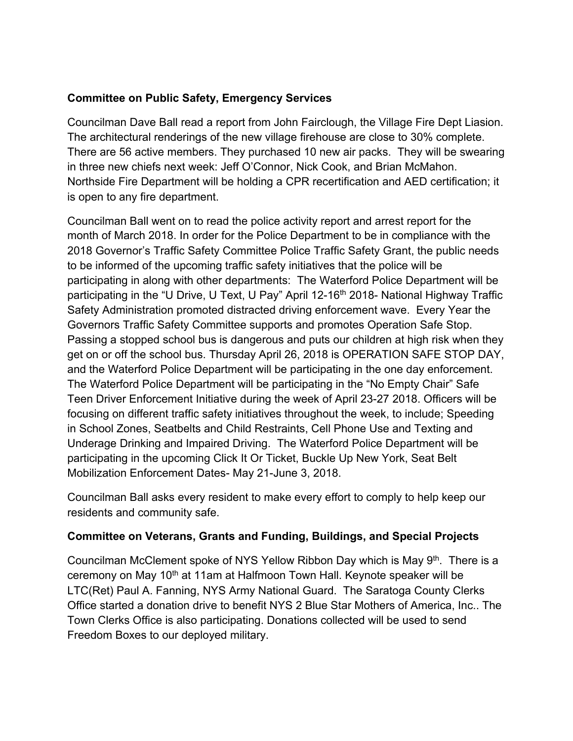**Committee on Public Safety, Emergency Services**

Councilman Dave Ball read a report from John Fairclough, the Village Fire Dept Liasion. The architectural renderings of the new village firehouse are close to 30% complete. There are 56 active members. They purchased 10 new air packs. They will be swearing in three new chiefs next week: Jeff O'Connor, Nick Cook, and Brian McMahon. Northside Fire Department will be holding a CPR recertification and AED certification; it is open to any fire department.

Councilman Ball went on to read the police activity report and arrest report for the month of March 2018. In order for the Police Department to be in compliance with the 2018 Governor's Traffic Safety Committee Police Traffic Safety Grant, the public needs to be informed of the upcoming traffic safety initiatives that the police will be participating in along with other departments: The Waterford Police Department will be participating in the "U Drive, U Text, U Pay" April 12-16th 2018- National Highway Traffic Safety Administration promoted distracted driving enforcement wave. Every Year the Governors Traffic Safety Committee supports and promotes Operation Safe Stop. Passing a stopped school bus is dangerous and puts our children at high risk when they get on or off the school bus. Thursday April 26, 2018 is OPERATION SAFE STOP DAY, and the Waterford Police Department will be participating in the one day enforcement. The Waterford Police Department will be participating in the "No Empty Chair" Safe Teen Driver Enforcement Initiative during the week of April 23-27 2018. Officers will be focusing on different traffic safety initiatives throughout the week, to include; Speeding in School Zones, Seatbelts and Child Restraints, Cell Phone Use and Texting and Underage Drinking and Impaired Driving. The Waterford Police Department will be participating in the upcoming Click It Or Ticket, Buckle Up New York, Seat Belt Mobilization Enforcement Dates- May 21-June 3, 2018.

Councilman Ball asks every resident to make every effort to comply to help keep our residents and community safe.

**Committee on Veterans, Grants and Funding, Buildings, and Special Projects**

Councilman McClement spoke of NYS Yellow Ribbon Day which is May 9th. There is a ceremony on May 10th at 11am at Halfmoon Town Hall. Keynote speaker will be LTC(Ret) Paul A. Fanning, NYS Army National Guard. The Saratoga County Clerks Office started a donation drive to benefit NYS 2 Blue Star Mothers of America, Inc.. The Town Clerks Office is also participating. Donations collected will be used to send Freedom Boxes to our deployed military.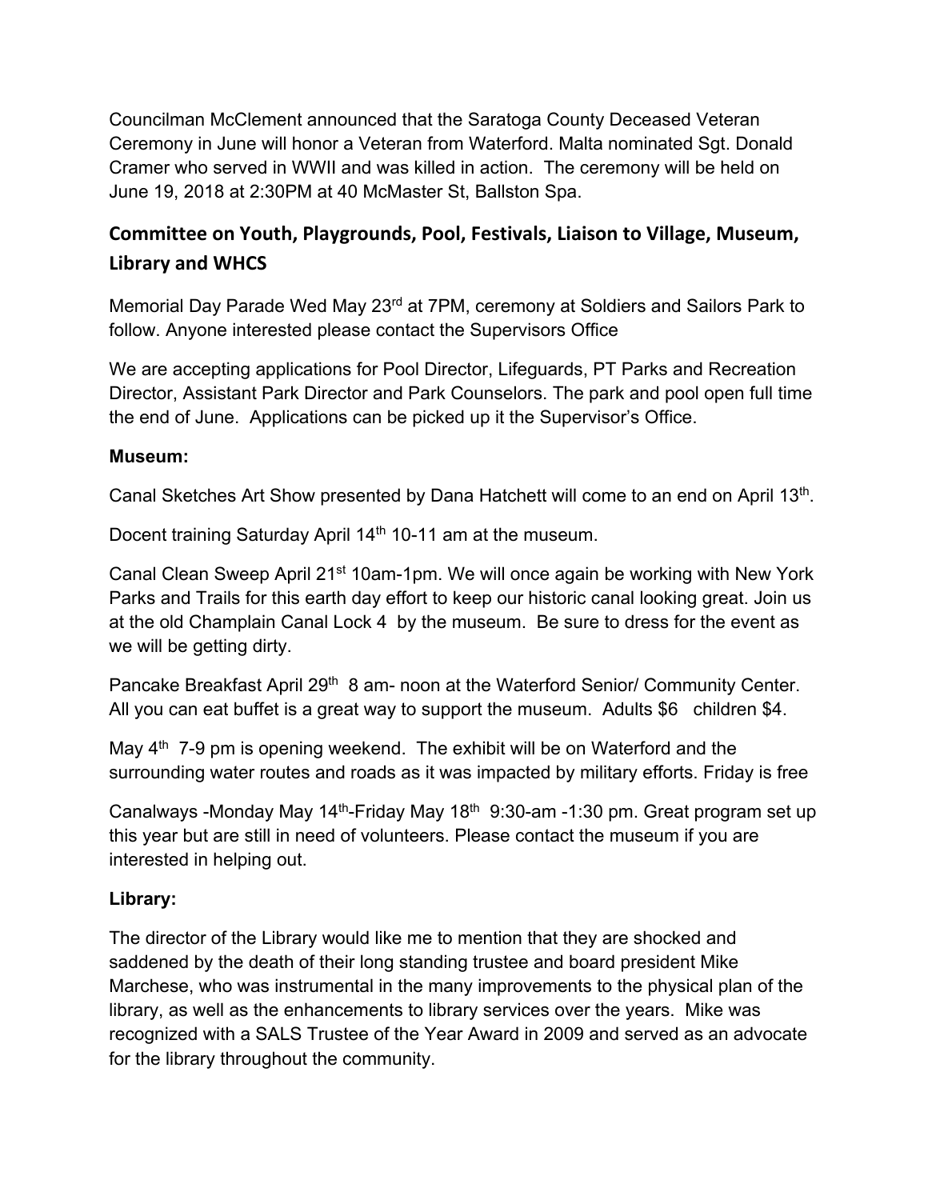Councilman McClement announced that the Saratoga County Deceased Veteran Ceremony in June will honor a Veteran from Waterford. Malta nominated Sgt. Donald Cramer who served in WWII and was killed in action. The ceremony will be held on June 19, 2018 at 2:30PM at 40 McMaster St, Ballston Spa.

## Committee on Youth, Playgrounds, Pool, Festivals, Liaison to Village, Museum, Library and WHCS

Memorial Day Parade Wed May 23rd at 7PM, ceremony at Soldiers and Sailors Park to follow. Anyone interested please contact the Supervisors Office

We are accepting applications for Pool Director, Lifeguards, PT Parks and Recreation Director, Assistant Park Director and Park Counselors. The park and pool open full time the end of June. Applications can be picked up it the Supervisor's Office.

**Museum:**

Canal Sketches Art Show presented by Dana Hatchett will come to an end on April 13th.

Docent training Saturday April 14th 10-11 am at the museum.

Canal Clean Sweep April 21st 10am-1pm. We will once again be working with New York Parks and Trails for this earth day effort to keep our historic canal looking great. Join us at the old Champlain Canal Lock 4 by the museum. Be sure to dress for the event as we will be getting dirty.

Pancake Breakfast April 29th 8 am- noon at the Waterford Senior/ Community Center. All you can eat buffet is a great way to support the museum. Adults $6 children $4.

May 4th 7-9 pm is opening weekend. The exhibit will be on Waterford and the surrounding water routes and roads as it was impacted by military efforts. Friday is free

Canalways -Monday May 14th-Friday May 18th 9:30-am -1:30 pm. Great program set up this year but are still in need of volunteers. Please contact the museum if you are interested in helping out.

**Library:**

The director of the Library would like me to mention that they are shocked and saddened by the death of their long standing trustee and board president Mike Marchese, who was instrumental in the many improvements to the physical plan of the library, as well as the enhancements to library services over the years. Mike was recognized with a SALS Trustee of the Year Award in 2009 and served as an advocate for the library throughout the community.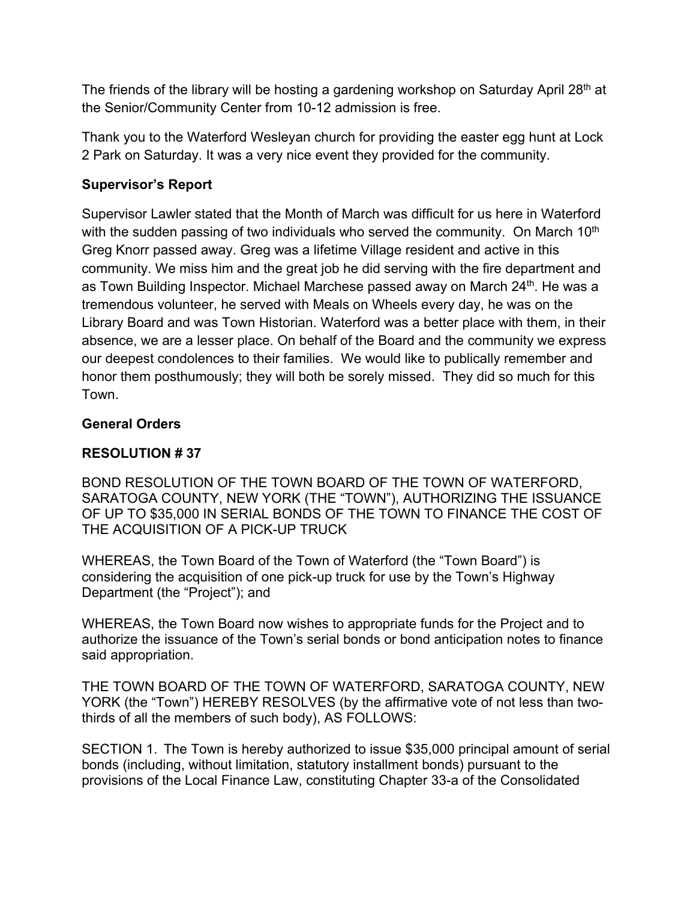The friends of the library will be hosting a gardening workshop on Saturday April 28th at the Senior/Community Center from 10-12 admission is free.

Thank you to the Waterford Wesleyan church for providing the easter egg hunt at Lock 2 Park on Saturday. It was a very nice event they provided for the community.

**Supervisor's Report**

Supervisor Lawler stated that the Month of March was difficult for us here in Waterford with the sudden passing of two individuals who served the community. On March 10th Greg Knorr passed away. Greg was a lifetime Village resident and active in this community. We miss him and the great job he did serving with the fire department and as Town Building Inspector. Michael Marchese passed away on March 24th. He was a tremendous volunteer, he served with Meals on Wheels every day, he was on the Library Board and was Town Historian. Waterford was a better place with them, in their absence, we are a lesser place. On behalf of the Board and the community we express our deepest condolences to their families. We would like to publically remember and honor them posthumously; they will both be sorely missed. They did so much for this Town.

**General Orders**

**RESOLUTION # 37**

BOND RESOLUTION OF THE TOWN BOARD OF THE TOWN OF WATERFORD, SARATOGA COUNTY, NEW YORK (THE "TOWN"), AUTHORIZING THE ISSUANCE OF UP TO $35,000 IN SERIAL BONDS OF THE TOWN TO FINANCE THE COST OF THE ACQUISITION OF A PICK-UP TRUCK

WHEREAS, the Town Board of the Town of Waterford (the "Town Board") is considering the acquisition of one pick-up truck for use by the Town's Highway Department (the "Project"); and

WHEREAS, the Town Board now wishes to appropriate funds for the Project and to authorize the issuance of the Town's serial bonds or bond anticipation notes to finance said appropriation.

THE TOWN BOARD OF THE TOWN OF WATERFORD, SARATOGA COUNTY, NEW YORK (the "Town") HEREBY RESOLVES (by the affirmative vote of not less than two-thirds of all the members of such body), AS FOLLOWS:

SECTION 1. The Town is hereby authorized to issue $35,000 principal amount of serial bonds (including, without limitation, statutory installment bonds) pursuant to the provisions of the Local Finance Law, constituting Chapter 33-a of the Consolidated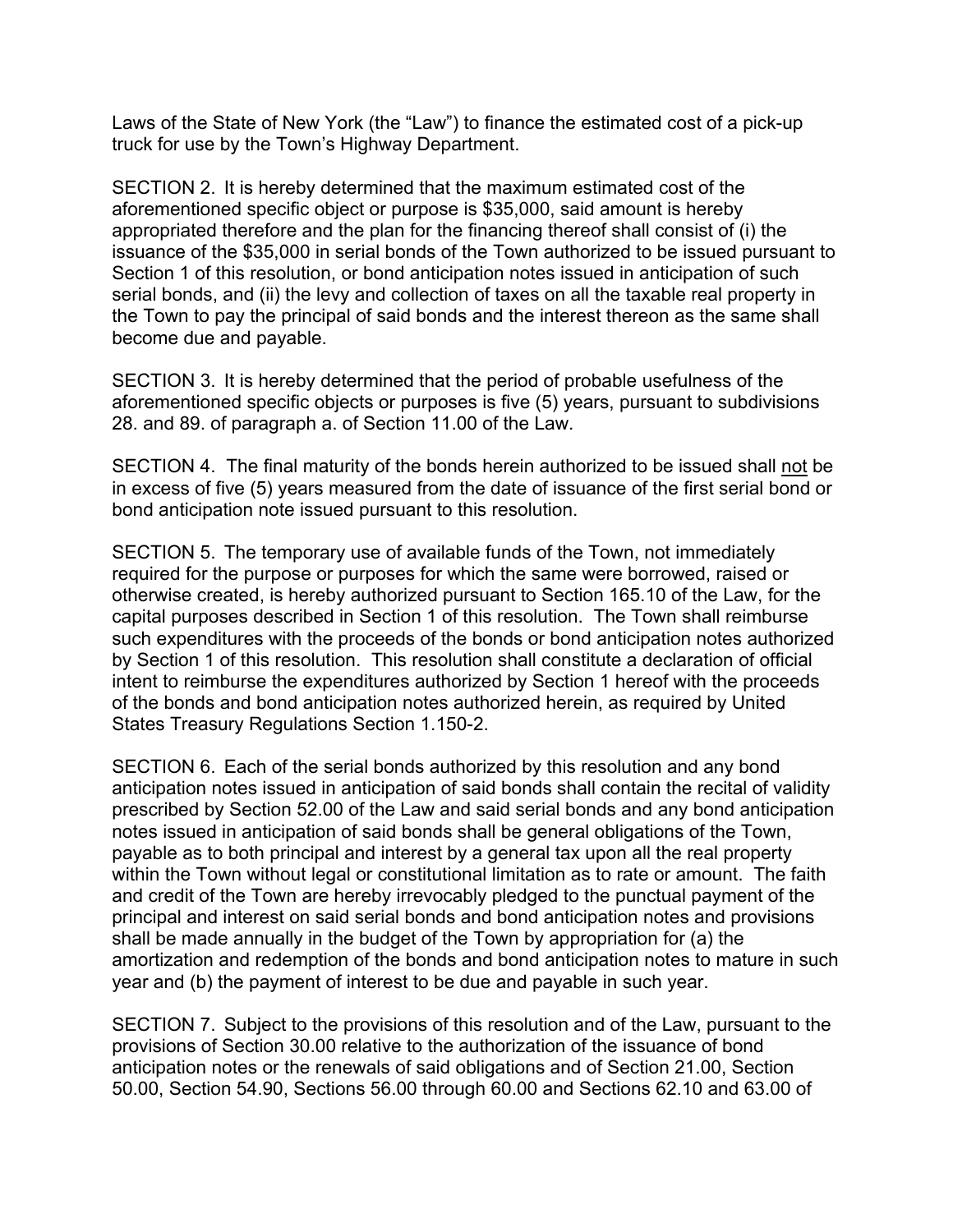Laws of the State of New York (the "Law") to finance the estimated cost of a pick-up truck for use by the Town's Highway Department.

SECTION 2. It is hereby determined that the maximum estimated cost of the aforementioned specific object or purpose is $35,000, said amount is hereby appropriated therefore and the plan for the financing thereof shall consist of (i) the issuance of the $35,000 in serial bonds of the Town authorized to be issued pursuant to Section 1 of this resolution, or bond anticipation notes issued in anticipation of such serial bonds, and (ii) the levy and collection of taxes on all the taxable real property in the Town to pay the principal of said bonds and the interest thereon as the same shall become due and payable.

SECTION 3. It is hereby determined that the period of probable usefulness of the aforementioned specific objects or purposes is five (5) years, pursuant to subdivisions 28. and 89. of paragraph a. of Section 11.00 of the Law.

SECTION 4. The final maturity of the bonds herein authorized to be issued shall <u>not</u> be in excess of five (5) years measured from the date of issuance of the first serial bond or bond anticipation note issued pursuant to this resolution.

SECTION 5. The temporary use of available funds of the Town, not immediately required for the purpose or purposes for which the same were borrowed, raised or otherwise created, is hereby authorized pursuant to Section 165.10 of the Law, for the capital purposes described in Section 1 of this resolution. The Town shall reimburse such expenditures with the proceeds of the bonds or bond anticipation notes authorized by Section 1 of this resolution. This resolution shall constitute a declaration of official intent to reimburse the expenditures authorized by Section 1 hereof with the proceeds of the bonds and bond anticipation notes authorized herein, as required by United States Treasury Regulations Section 1.150-2.

SECTION 6. Each of the serial bonds authorized by this resolution and any bond anticipation notes issued in anticipation of said bonds shall contain the recital of validity prescribed by Section 52.00 of the Law and said serial bonds and any bond anticipation notes issued in anticipation of said bonds shall be general obligations of the Town, payable as to both principal and interest by a general tax upon all the real property within the Town without legal or constitutional limitation as to rate or amount. The faith and credit of the Town are hereby irrevocably pledged to the punctual payment of the principal and interest on said serial bonds and bond anticipation notes and provisions shall be made annually in the budget of the Town by appropriation for (a) the amortization and redemption of the bonds and bond anticipation notes to mature in such year and (b) the payment of interest to be due and payable in such year.

SECTION 7. Subject to the provisions of this resolution and of the Law, pursuant to the provisions of Section 30.00 relative to the authorization of the issuance of bond anticipation notes or the renewals of said obligations and of Section 21.00, Section 50.00, Section 54.90, Sections 56.00 through 60.00 and Sections 62.10 and 63.00 of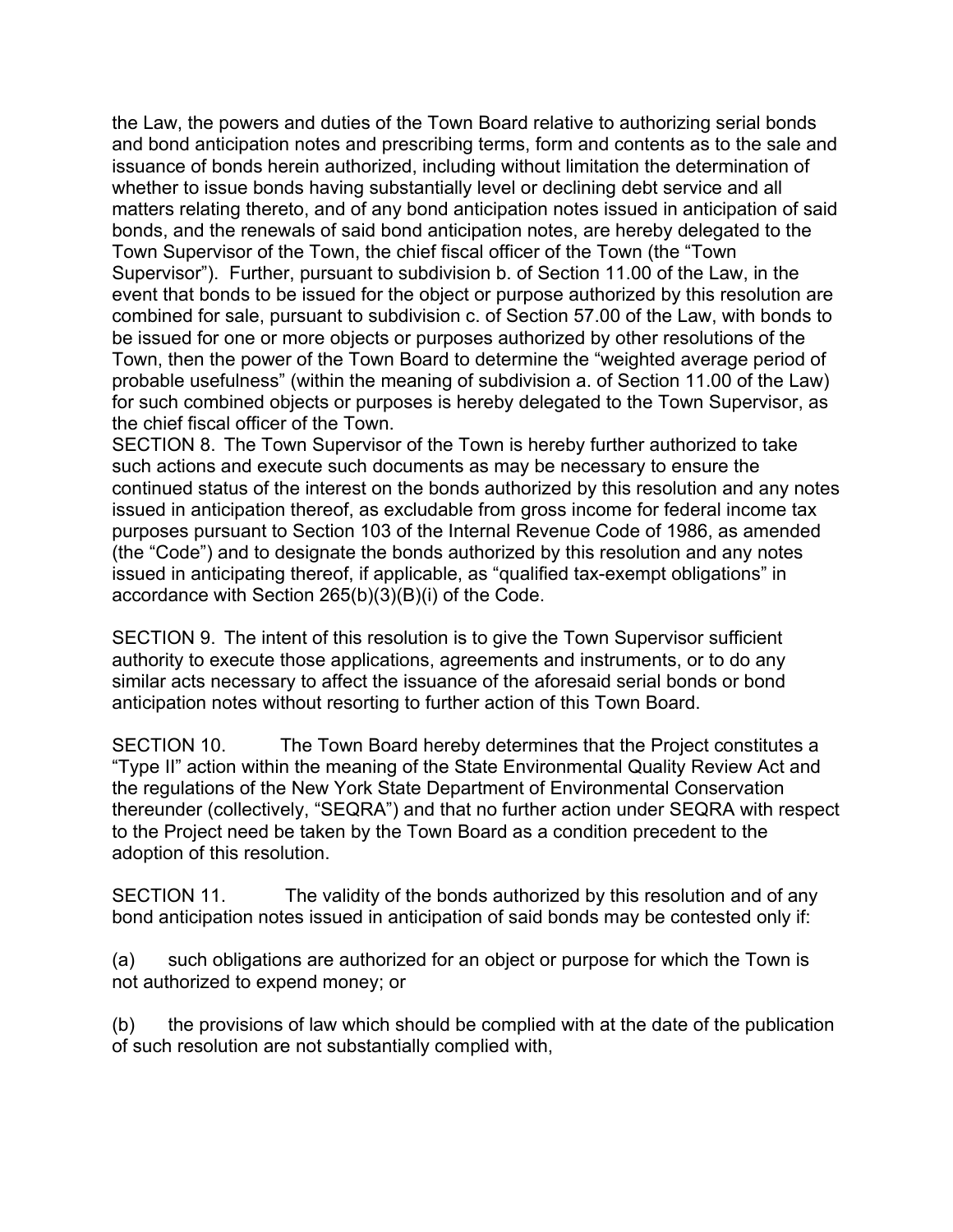the Law, the powers and duties of the Town Board relative to authorizing serial bonds and bond anticipation notes and prescribing terms, form and contents as to the sale and issuance of bonds herein authorized, including without limitation the determination of whether to issue bonds having substantially level or declining debt service and all matters relating thereto, and of any bond anticipation notes issued in anticipation of said bonds, and the renewals of said bond anticipation notes, are hereby delegated to the Town Supervisor of the Town, the chief fiscal officer of the Town (the "Town Supervisor"). Further, pursuant to subdivision b. of Section 11.00 of the Law, in the event that bonds to be issued for the object or purpose authorized by this resolution are combined for sale, pursuant to subdivision c. of Section 57.00 of the Law, with bonds to be issued for one or more objects or purposes authorized by other resolutions of the Town, then the power of the Town Board to determine the "weighted average period of probable usefulness" (within the meaning of subdivision a. of Section 11.00 of the Law) for such combined objects or purposes is hereby delegated to the Town Supervisor, as the chief fiscal officer of the Town.

SECTION 8. The Town Supervisor of the Town is hereby further authorized to take such actions and execute such documents as may be necessary to ensure the continued status of the interest on the bonds authorized by this resolution and any notes issued in anticipation thereof, as excludable from gross income for federal income tax purposes pursuant to Section 103 of the Internal Revenue Code of 1986, as amended (the "Code") and to designate the bonds authorized by this resolution and any notes issued in anticipating thereof, if applicable, as "qualified tax-exempt obligations" in accordance with Section 265(b)(3)(B)(i) of the Code.

SECTION 9. The intent of this resolution is to give the Town Supervisor sufficient authority to execute those applications, agreements and instruments, or to do any similar acts necessary to affect the issuance of the aforesaid serial bonds or bond anticipation notes without resorting to further action of this Town Board.

SECTION 10. The Town Board hereby determines that the Project constitutes a "Type II" action within the meaning of the State Environmental Quality Review Act and the regulations of the New York State Department of Environmental Conservation thereunder (collectively, "SEQRA") and that no further action under SEQRA with respect to the Project need be taken by the Town Board as a condition precedent to the adoption of this resolution.

SECTION 11. The validity of the bonds authorized by this resolution and of any bond anticipation notes issued in anticipation of said bonds may be contested only if:

(a) such obligations are authorized for an object or purpose for which the Town is not authorized to expend money; or

(b) the provisions of law which should be complied with at the date of the publication of such resolution are not substantially complied with,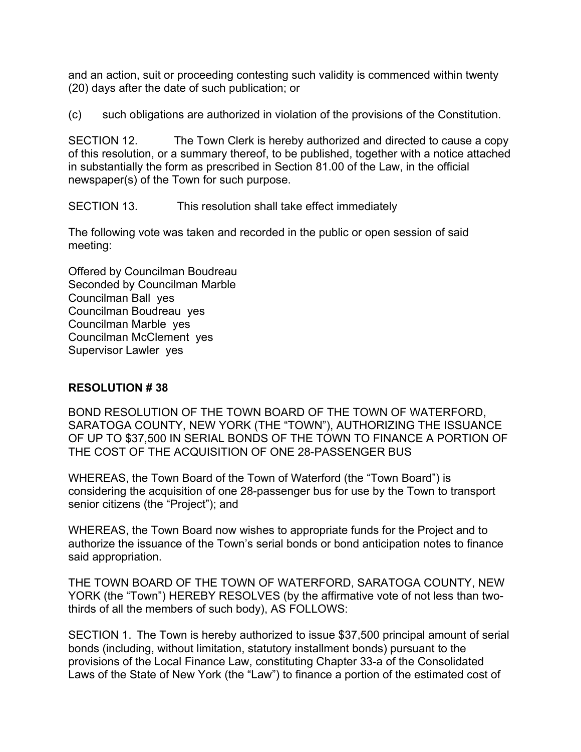and an action, suit or proceeding contesting such validity is commenced within twenty (20) days after the date of such publication; or

(c) such obligations are authorized in violation of the provisions of the Constitution.

SECTION 12. The Town Clerk is hereby authorized and directed to cause a copy of this resolution, or a summary thereof, to be published, together with a notice attached in substantially the form as prescribed in Section 81.00 of the Law, in the official newspaper(s) of the Town for such purpose.

SECTION 13. This resolution shall take effect immediately

The following vote was taken and recorded in the public or open session of said meeting:

Offered by Councilman Boudreau
Seconded by Councilman Marble
Councilman Ball yes
Councilman Boudreau yes
Councilman Marble yes
Councilman McClement yes
Supervisor Lawler yes

**RESOLUTION # 38**

BOND RESOLUTION OF THE TOWN BOARD OF THE TOWN OF WATERFORD, SARATOGA COUNTY, NEW YORK (THE "TOWN"), AUTHORIZING THE ISSUANCE OF UP TO $37,500 IN SERIAL BONDS OF THE TOWN TO FINANCE A PORTION OF THE COST OF THE ACQUISITION OF ONE 28-PASSENGER BUS

WHEREAS, the Town Board of the Town of Waterford (the "Town Board") is considering the acquisition of one 28-passenger bus for use by the Town to transport senior citizens (the "Project"); and

WHEREAS, the Town Board now wishes to appropriate funds for the Project and to authorize the issuance of the Town's serial bonds or bond anticipation notes to finance said appropriation.

THE TOWN BOARD OF THE TOWN OF WATERFORD, SARATOGA COUNTY, NEW YORK (the "Town") HEREBY RESOLVES (by the affirmative vote of not less than two-thirds of all the members of such body), AS FOLLOWS:

SECTION 1. The Town is hereby authorized to issue $37,500 principal amount of serial bonds (including, without limitation, statutory installment bonds) pursuant to the provisions of the Local Finance Law, constituting Chapter 33-a of the Consolidated Laws of the State of New York (the "Law") to finance a portion of the estimated cost of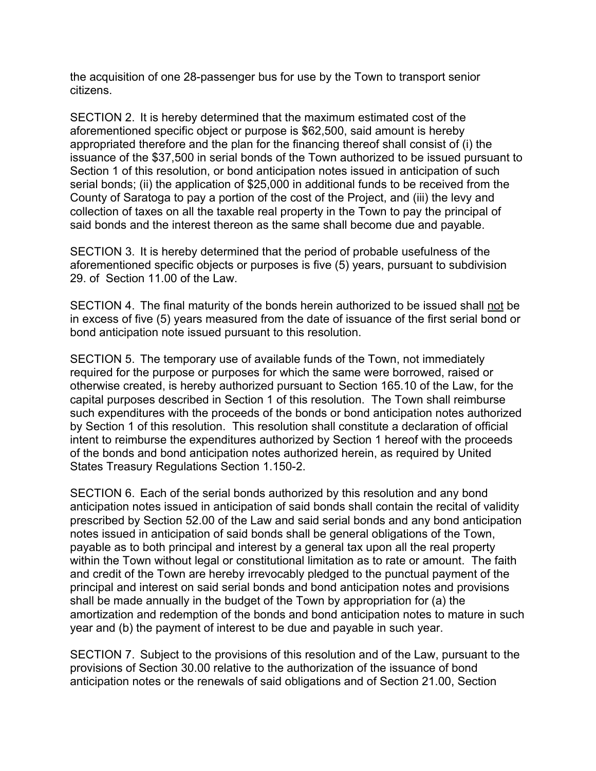the acquisition of one 28-passenger bus for use by the Town to transport senior citizens.

SECTION 2. It is hereby determined that the maximum estimated cost of the aforementioned specific object or purpose is $62,500, said amount is hereby appropriated therefore and the plan for the financing thereof shall consist of (i) the issuance of the $37,500 in serial bonds of the Town authorized to be issued pursuant to Section 1 of this resolution, or bond anticipation notes issued in anticipation of such serial bonds; (ii) the application of $25,000 in additional funds to be received from the County of Saratoga to pay a portion of the cost of the Project, and (iii) the levy and collection of taxes on all the taxable real property in the Town to pay the principal of said bonds and the interest thereon as the same shall become due and payable.

SECTION 3. It is hereby determined that the period of probable usefulness of the aforementioned specific objects or purposes is five (5) years, pursuant to subdivision 29. of Section 11.00 of the Law.

SECTION 4. The final maturity of the bonds herein authorized to be issued shall <u>not</u> be in excess of five (5) years measured from the date of issuance of the first serial bond or bond anticipation note issued pursuant to this resolution.

SECTION 5. The temporary use of available funds of the Town, not immediately required for the purpose or purposes for which the same were borrowed, raised or otherwise created, is hereby authorized pursuant to Section 165.10 of the Law, for the capital purposes described in Section 1 of this resolution. The Town shall reimburse such expenditures with the proceeds of the bonds or bond anticipation notes authorized by Section 1 of this resolution. This resolution shall constitute a declaration of official intent to reimburse the expenditures authorized by Section 1 hereof with the proceeds of the bonds and bond anticipation notes authorized herein, as required by United States Treasury Regulations Section 1.150-2.

SECTION 6. Each of the serial bonds authorized by this resolution and any bond anticipation notes issued in anticipation of said bonds shall contain the recital of validity prescribed by Section 52.00 of the Law and said serial bonds and any bond anticipation notes issued in anticipation of said bonds shall be general obligations of the Town, payable as to both principal and interest by a general tax upon all the real property within the Town without legal or constitutional limitation as to rate or amount. The faith and credit of the Town are hereby irrevocably pledged to the punctual payment of the principal and interest on said serial bonds and bond anticipation notes and provisions shall be made annually in the budget of the Town by appropriation for (a) the amortization and redemption of the bonds and bond anticipation notes to mature in such year and (b) the payment of interest to be due and payable in such year.

SECTION 7. Subject to the provisions of this resolution and of the Law, pursuant to the provisions of Section 30.00 relative to the authorization of the issuance of bond anticipation notes or the renewals of said obligations and of Section 21.00, Section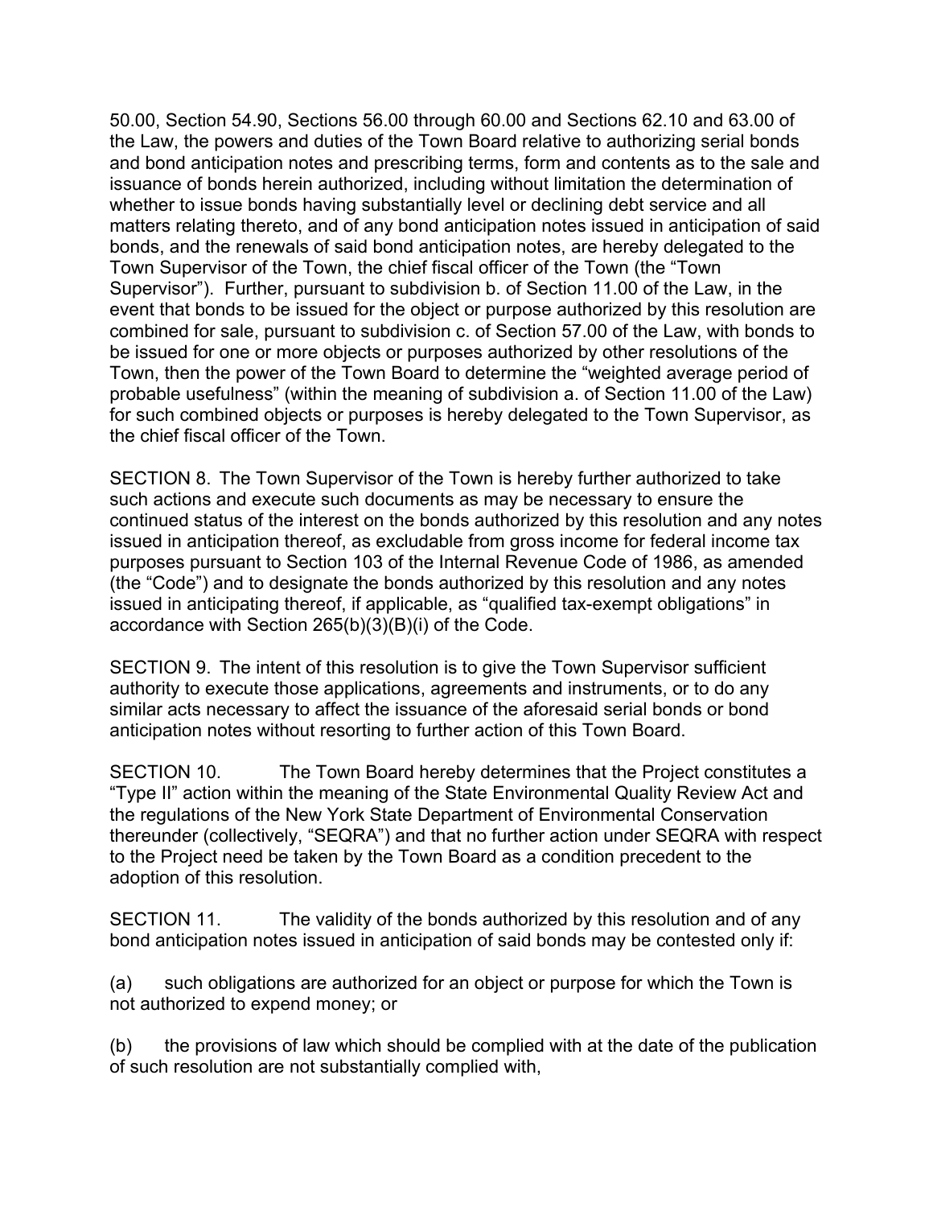50.00, Section 54.90, Sections 56.00 through 60.00 and Sections 62.10 and 63.00 of the Law, the powers and duties of the Town Board relative to authorizing serial bonds and bond anticipation notes and prescribing terms, form and contents as to the sale and issuance of bonds herein authorized, including without limitation the determination of whether to issue bonds having substantially level or declining debt service and all matters relating thereto, and of any bond anticipation notes issued in anticipation of said bonds, and the renewals of said bond anticipation notes, are hereby delegated to the Town Supervisor of the Town, the chief fiscal officer of the Town (the "Town Supervisor"). Further, pursuant to subdivision b. of Section 11.00 of the Law, in the event that bonds to be issued for the object or purpose authorized by this resolution are combined for sale, pursuant to subdivision c. of Section 57.00 of the Law, with bonds to be issued for one or more objects or purposes authorized by other resolutions of the Town, then the power of the Town Board to determine the "weighted average period of probable usefulness" (within the meaning of subdivision a. of Section 11.00 of the Law) for such combined objects or purposes is hereby delegated to the Town Supervisor, as the chief fiscal officer of the Town.

SECTION 8. The Town Supervisor of the Town is hereby further authorized to take such actions and execute such documents as may be necessary to ensure the continued status of the interest on the bonds authorized by this resolution and any notes issued in anticipation thereof, as excludable from gross income for federal income tax purposes pursuant to Section 103 of the Internal Revenue Code of 1986, as amended (the "Code") and to designate the bonds authorized by this resolution and any notes issued in anticipating thereof, if applicable, as "qualified tax-exempt obligations" in accordance with Section 265(b)(3)(B)(i) of the Code.

SECTION 9. The intent of this resolution is to give the Town Supervisor sufficient authority to execute those applications, agreements and instruments, or to do any similar acts necessary to affect the issuance of the aforesaid serial bonds or bond anticipation notes without resorting to further action of this Town Board.

SECTION 10. The Town Board hereby determines that the Project constitutes a "Type II" action within the meaning of the State Environmental Quality Review Act and the regulations of the New York State Department of Environmental Conservation thereunder (collectively, "SEQRA") and that no further action under SEQRA with respect to the Project need be taken by the Town Board as a condition precedent to the adoption of this resolution.

SECTION 11. The validity of the bonds authorized by this resolution and of any bond anticipation notes issued in anticipation of said bonds may be contested only if:

(a) such obligations are authorized for an object or purpose for which the Town is not authorized to expend money; or

(b) the provisions of law which should be complied with at the date of the publication of such resolution are not substantially complied with,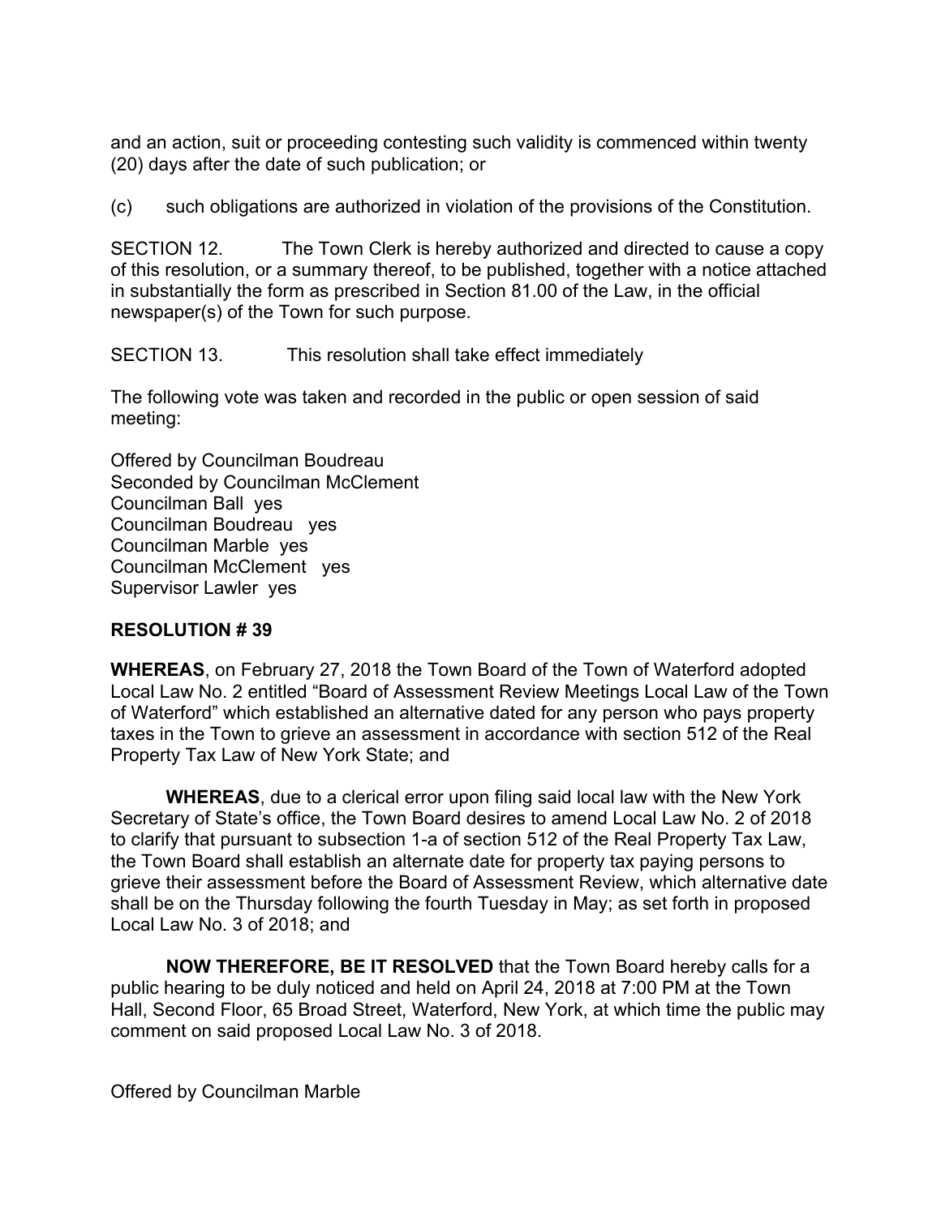and an action, suit or proceeding contesting such validity is commenced within twenty (20) days after the date of such publication; or

(c) such obligations are authorized in violation of the provisions of the Constitution.

SECTION 12. The Town Clerk is hereby authorized and directed to cause a copy of this resolution, or a summary thereof, to be published, together with a notice attached in substantially the form as prescribed in Section 81.00 of the Law, in the official newspaper(s) of the Town for such purpose.

SECTION 13. This resolution shall take effect immediately

The following vote was taken and recorded in the public or open session of said meeting:

Offered by Councilman Boudreau
Seconded by Councilman McClement
Councilman Ball yes
Councilman Boudreau yes
Councilman Marble yes
Councilman McClement yes
Supervisor Lawler yes

**RESOLUTION # 39**

**WHEREAS**, on February 27, 2018 the Town Board of the Town of Waterford adopted Local Law No. 2 entitled "Board of Assessment Review Meetings Local Law of the Town of Waterford" which established an alternative dated for any person who pays property taxes in the Town to grieve an assessment in accordance with section 512 of the Real Property Tax Law of New York State; and

**WHEREAS**, due to a clerical error upon filing said local law with the New York Secretary of State's office, the Town Board desires to amend Local Law No. 2 of 2018 to clarify that pursuant to subsection 1-a of section 512 of the Real Property Tax Law, the Town Board shall establish an alternate date for property tax paying persons to grieve their assessment before the Board of Assessment Review, which alternative date shall be on the Thursday following the fourth Tuesday in May; as set forth in proposed Local Law No. 3 of 2018; and

**NOW THEREFORE, BE IT RESOLVED** that the Town Board hereby calls for a public hearing to be duly noticed and held on April 24, 2018 at 7:00 PM at the Town Hall, Second Floor, 65 Broad Street, Waterford, New York, at which time the public may comment on said proposed Local Law No. 3 of 2018.

Offered by Councilman Marble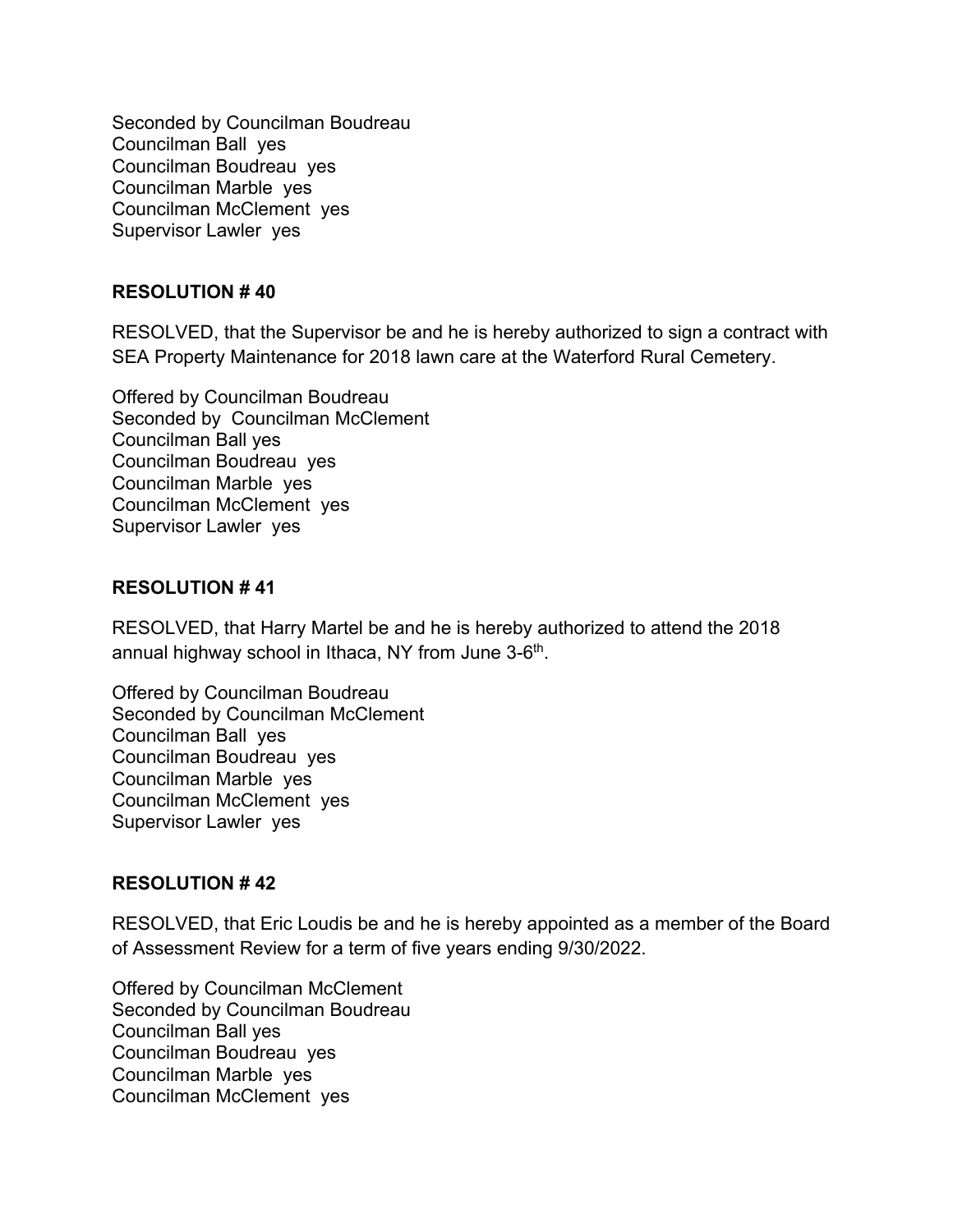Seconded by Councilman Boudreau
Councilman Ball yes
Councilman Boudreau yes
Councilman Marble yes
Councilman McClement yes
Supervisor Lawler yes

**RESOLUTION # 40**

RESOLVED, that the Supervisor be and he is hereby authorized to sign a contract with SEA Property Maintenance for 2018 lawn care at the Waterford Rural Cemetery.

Offered by Councilman Boudreau
Seconded by Councilman McClement
Councilman Ball yes
Councilman Boudreau yes
Councilman Marble yes
Councilman McClement yes
Supervisor Lawler yes

**RESOLUTION # 41**

RESOLVED, that Harry Martel be and he is hereby authorized to attend the 2018 annual highway school in Ithaca, NY from June 3-6th.

Offered by Councilman Boudreau
Seconded by Councilman McClement
Councilman Ball yes
Councilman Boudreau yes
Councilman Marble yes
Councilman McClement yes
Supervisor Lawler yes

**RESOLUTION # 42**

RESOLVED, that Eric Loudis be and he is hereby appointed as a member of the Board of Assessment Review for a term of five years ending 9/30/2022.

Offered by Councilman McClement
Seconded by Councilman Boudreau
Councilman Ball yes
Councilman Boudreau yes
Councilman Marble yes
Councilman McClement yes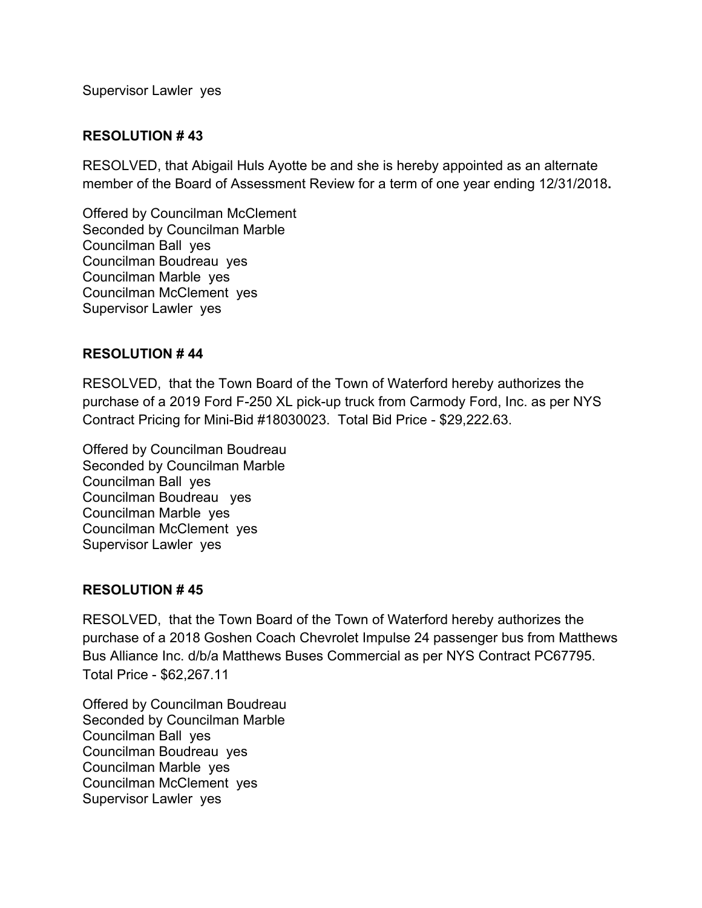Supervisor Lawler yes

**RESOLUTION # 43**

RESOLVED, that Abigail Huls Ayotte be and she is hereby appointed as an alternate member of the Board of Assessment Review for a term of one year ending 12/31/2018**.**

Offered by Councilman McClement
Seconded by Councilman Marble
Councilman Ball yes
Councilman Boudreau yes
Councilman Marble yes
Councilman McClement yes
Supervisor Lawler yes

**RESOLUTION # 44**

RESOLVED, that the Town Board of the Town of Waterford hereby authorizes the purchase of a 2019 Ford F-250 XL pick-up truck from Carmody Ford, Inc. as per NYS Contract Pricing for Mini-Bid #18030023. Total Bid Price - $29,222.63.

Offered by Councilman Boudreau
Seconded by Councilman Marble
Councilman Ball yes
Councilman Boudreau yes
Councilman Marble yes
Councilman McClement yes
Supervisor Lawler yes

**RESOLUTION # 45**

RESOLVED, that the Town Board of the Town of Waterford hereby authorizes the purchase of a 2018 Goshen Coach Chevrolet Impulse 24 passenger bus from Matthews Bus Alliance Inc. d/b/a Matthews Buses Commercial as per NYS Contract PC67795. Total Price - $62,267.11

Offered by Councilman Boudreau
Seconded by Councilman Marble
Councilman Ball yes
Councilman Boudreau yes
Councilman Marble yes
Councilman McClement yes
Supervisor Lawler yes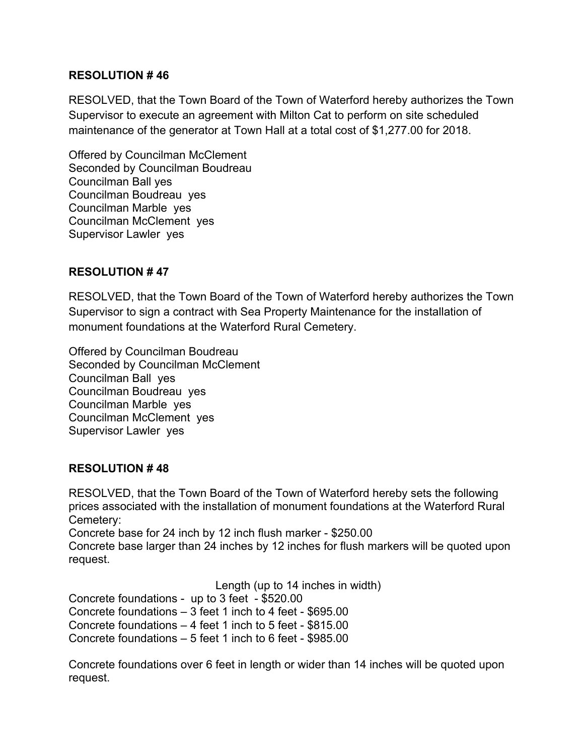**RESOLUTION # 46**

RESOLVED, that the Town Board of the Town of Waterford hereby authorizes the Town Supervisor to execute an agreement with Milton Cat to perform on site scheduled maintenance of the generator at Town Hall at a total cost of $1,277.00 for 2018.

Offered by Councilman McClement
Seconded by Councilman Boudreau
Councilman Ball yes
Councilman Boudreau yes
Councilman Marble yes
Councilman McClement yes
Supervisor Lawler yes

**RESOLUTION # 47**

RESOLVED, that the Town Board of the Town of Waterford hereby authorizes the Town Supervisor to sign a contract with Sea Property Maintenance for the installation of monument foundations at the Waterford Rural Cemetery.

Offered by Councilman Boudreau
Seconded by Councilman McClement
Councilman Ball yes
Councilman Boudreau yes
Councilman Marble yes
Councilman McClement yes
Supervisor Lawler yes

**RESOLUTION # 48**

RESOLVED, that the Town Board of the Town of Waterford hereby sets the following prices associated with the installation of monument foundations at the Waterford Rural Cemetery:
Concrete base for 24 inch by 12 inch flush marker - $250.00
Concrete base larger than 24 inches by 12 inches for flush markers will be quoted upon request.

Length (up to 14 inches in width)
Concrete foundations - up to 3 feet - $520.00
Concrete foundations – 3 feet 1 inch to 4 feet - $695.00
Concrete foundations – 4 feet 1 inch to 5 feet - $815.00
Concrete foundations – 5 feet 1 inch to 6 feet - $985.00

Concrete foundations over 6 feet in length or wider than 14 inches will be quoted upon request.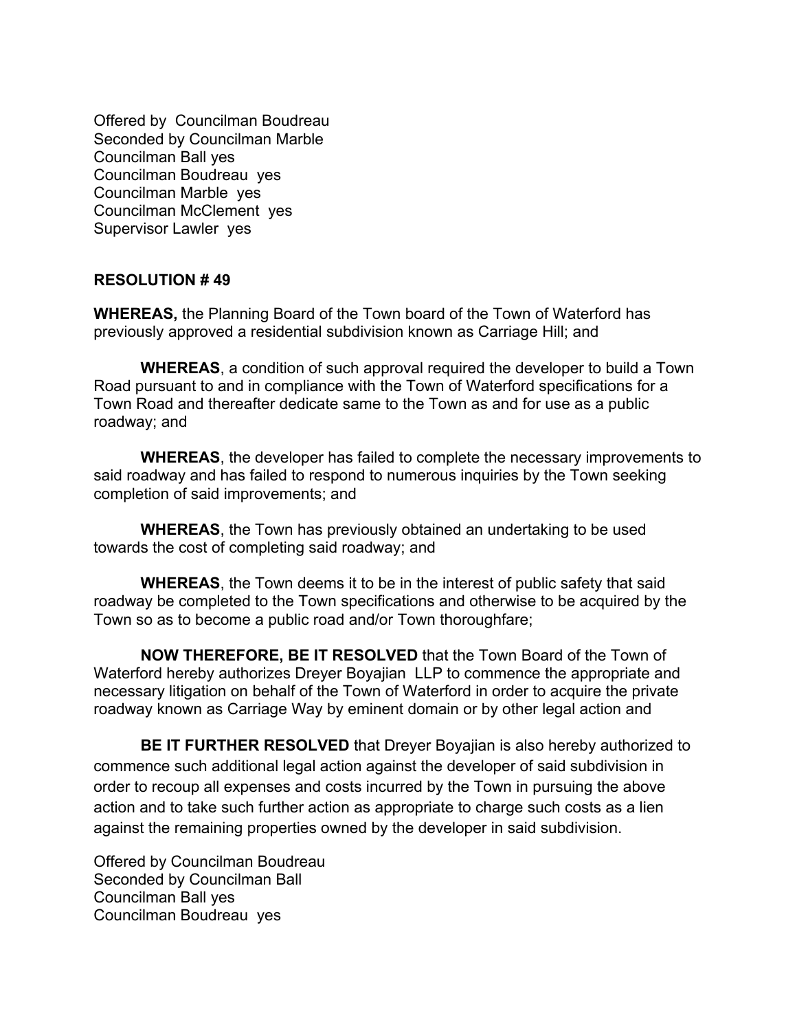Offered by Councilman Boudreau
Seconded by Councilman Marble
Councilman Ball yes
Councilman Boudreau yes
Councilman Marble yes
Councilman McClement yes
Supervisor Lawler yes

**RESOLUTION # 49**

**WHEREAS,** the Planning Board of the Town board of the Town of Waterford has previously approved a residential subdivision known as Carriage Hill; and

**WHEREAS**, a condition of such approval required the developer to build a Town Road pursuant to and in compliance with the Town of Waterford specifications for a Town Road and thereafter dedicate same to the Town as and for use as a public roadway; and

**WHEREAS**, the developer has failed to complete the necessary improvements to said roadway and has failed to respond to numerous inquiries by the Town seeking completion of said improvements; and

**WHEREAS**, the Town has previously obtained an undertaking to be used towards the cost of completing said roadway; and

**WHEREAS**, the Town deems it to be in the interest of public safety that said roadway be completed to the Town specifications and otherwise to be acquired by the Town so as to become a public road and/or Town thoroughfare;

**NOW THEREFORE, BE IT RESOLVED** that the Town Board of the Town of Waterford hereby authorizes Dreyer Boyajian LLP to commence the appropriate and necessary litigation on behalf of the Town of Waterford in order to acquire the private roadway known as Carriage Way by eminent domain or by other legal action and

**BE IT FURTHER RESOLVED** that Dreyer Boyajian is also hereby authorized to commence such additional legal action against the developer of said subdivision in order to recoup all expenses and costs incurred by the Town in pursuing the above action and to take such further action as appropriate to charge such costs as a lien against the remaining properties owned by the developer in said subdivision.

Offered by Councilman Boudreau
Seconded by Councilman Ball
Councilman Ball yes
Councilman Boudreau yes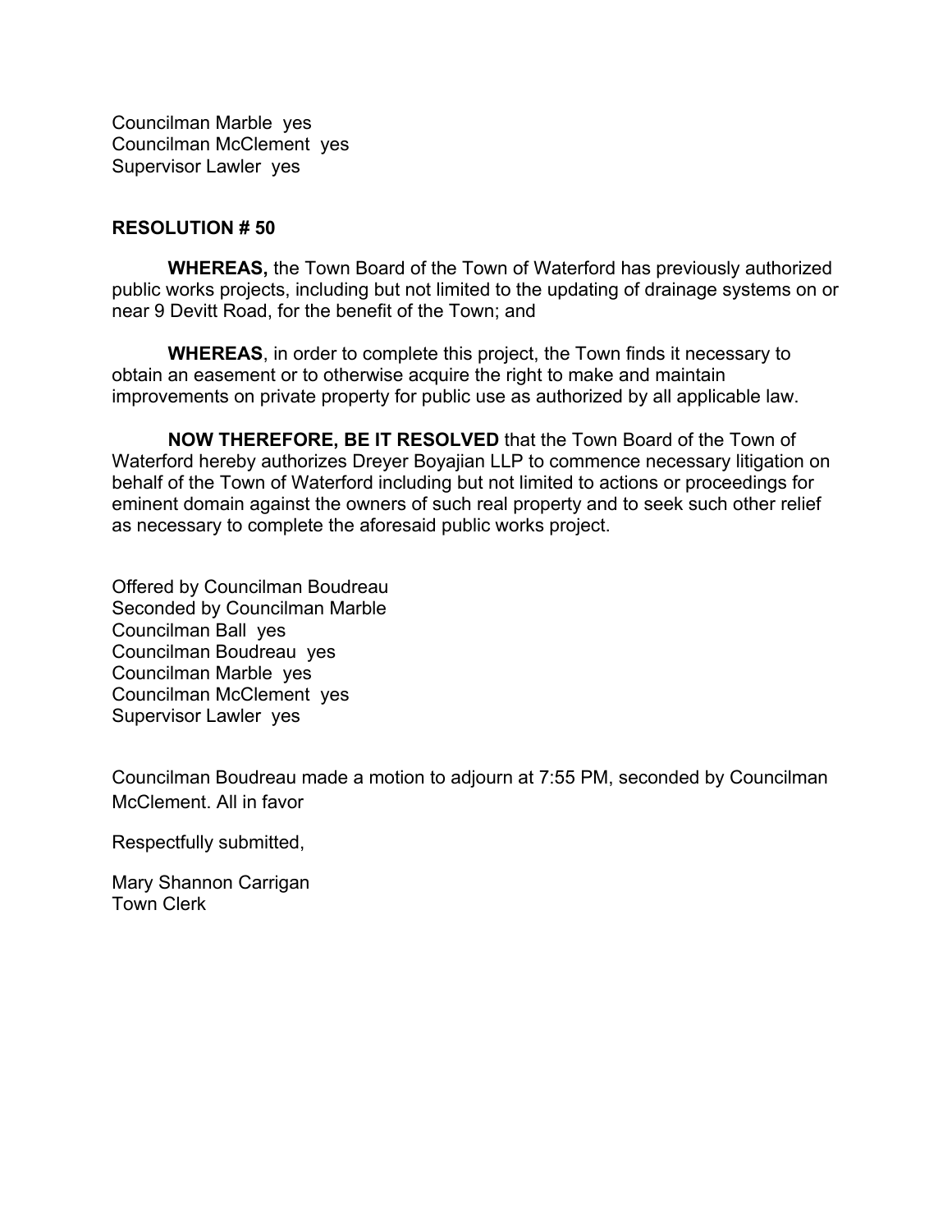Councilman Marble yes
Councilman McClement yes
Supervisor Lawler yes

**RESOLUTION # 50**

**WHEREAS,** the Town Board of the Town of Waterford has previously authorized public works projects, including but not limited to the updating of drainage systems on or near 9 Devitt Road, for the benefit of the Town; and

**WHEREAS**, in order to complete this project, the Town finds it necessary to obtain an easement or to otherwise acquire the right to make and maintain improvements on private property for public use as authorized by all applicable law.

**NOW THEREFORE, BE IT RESOLVED** that the Town Board of the Town of Waterford hereby authorizes Dreyer Boyajian LLP to commence necessary litigation on behalf of the Town of Waterford including but not limited to actions or proceedings for eminent domain against the owners of such real property and to seek such other relief as necessary to complete the aforesaid public works project.

Offered by Councilman Boudreau
Seconded by Councilman Marble
Councilman Ball yes
Councilman Boudreau yes
Councilman Marble yes
Councilman McClement yes
Supervisor Lawler yes

Councilman Boudreau made a motion to adjourn at 7:55 PM, seconded by Councilman McClement. All in favor

Respectfully submitted,

Mary Shannon Carrigan
Town Clerk